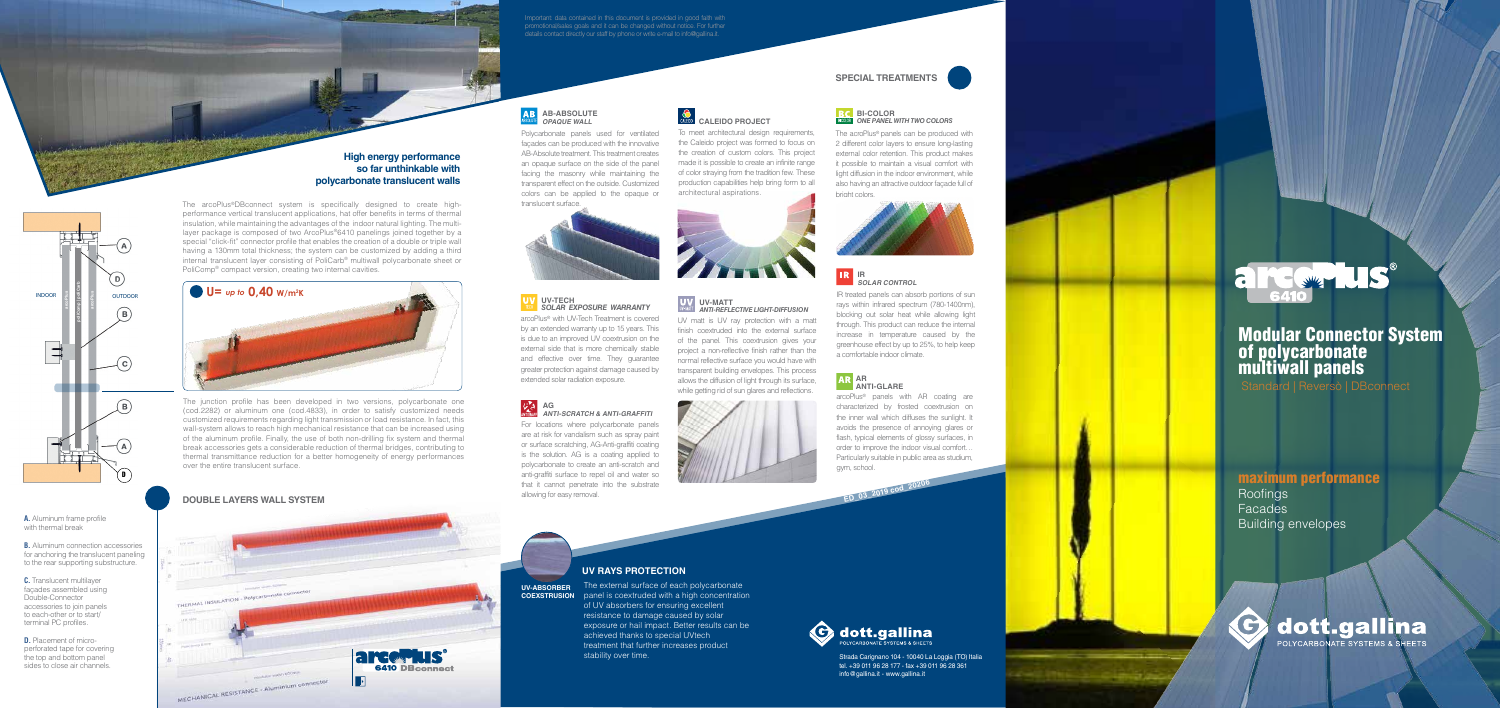Important data contained in this document is provided in good faith with promotional/sales goals and it can be changed without notice. For further details contact directly our staff by phone or write e-mail to info@gallina.it.

## High energy performance so far unthinkable with polycarbonate translucent walls

The arcoPlus®DBconnect system is specifically designed to create high-performance vertical translucent applications, but offer benefits in terms of thermal insulation, while maintaining the advantages of the indoor natural lighting. The multi-layer package is composed of two ArcoPlus®6410 panelings joined together by a special "click-fit" connector profile that enables the creation of a double or triple wall having a 130mm total thickness; the system can be customized by adding a third internal translucent layer consisting of PoliCarb® multiwall polycarbonate sheet or PoliComp® compact version, creating two internal cavities.

**U= up to 0,40 W/m²K**

The junction profile has been developed in two versions, polycarbonate one (cod.2282) or aluminum one (cod.4833), in order to satisfy customized needs customized requirements regarding light transmission or load resistance. In fact, this wall-system allows to reach high mechanical resistance that can be increased using of the aluminum profile. Finally, the use of both non-drilling fix system and thermal break accessories gets a considerable reduction of thermal bridges, contributing to thermal transmittance reduction for a better homogeneity of energy performances over the entire translucent surface.

INDOOR — OUTDOOR

**A.** Aluminum frame profile with thermal break

**B.** Aluminum connection accessories for anchoring the translucent paneling to the rear supporting substructure.

**C.** Translucent multilayer façades assembled using Double-Connector accessories to join panels to each-other or to start/terminal PC profiles.

**D.** Placement of micro-perforated tape for covering the top and bottom panel sides to close air channels.

## DOUBLE LAYERS WALL SYSTEM

THERMAL INSULATION - Polycarbonate connector

MECHANICAL RESISTANCE - Aluminum connector

arcoPlus® 6410 DBconnect

## SPECIAL TREATMENTS

### AB-ABSOLUTE
*OPAQUE WALL*

Polycarbonate panels used for ventilated façades can be produced with the innovative AB-Absolute treatment. This treatment creates an opaque surface on the side of the panel facing the masonry while maintaining the transparent effect on the outside. Customized colors can be applied to the opaque or translucent surface.

### CALEIDO PROJECT

To meet architectural design requirements, the Caleido project was formed to focus on the creation of custom colors. This project made it is possible to create an infinite range of color straying from the tradition few. These production capabilities help bring form to all architectural aspirations.

### BI-COLOR
*ONE PANEL WITH TWO COLORS*

The arcoPlus® panels can be produced with 2 different color layers to ensure long-lasting external color retention. This product makes it possible to maintain a visual comfort with light diffusion in the indoor environment, while also having an attractive outdoor façade full of bright colors.

### UV-TECH
*SOLAR EXPOSURE WARRANTY*

arcoPlus® with UV-Tech Treatment is covered by an extended warranty up to 15 years. This is due to an improved UV coextrusion on the external side that is more chemically stable and effective over time. They guarantee greater protection against damage caused by extended solar radiation exposure.

### UV-MATT
*ANTI-REFLECTIVE LIGHT-DIFFUSION*

UV matt is UV ray protection with a matt finish coextruded into the external surface of the panel. This coextrusion gives your project a non-reflective finish rather than the normal reflective surface you would have with transparent building envelopes. This process allows the diffusion of light through its surface, while getting rid of sun glares and reflections.

### IR
*SOLAR CONTROL*

IR treated panels can absorb portions of sun rays within infrared spectrum (780-1400nm), blocking out solar heat while allowing light through. This product can reduce the internal increase in temperature caused by the greenhouse effect by up to 25%, to help keep a comfortable indoor climate.

### AG
*ANTI-SCRATCH & ANTI-GRAFFITI*

For locations where polycarbonate panels are at risk for vandalism such as spray paint or surface scratching, AG-Anti-graffiti coating is the solution. AG is a coating applied to polycarbonate to create an anti-scratch and anti-graffiti surface to repel oil and water so that it cannot penetrate into the substrate allowing for easy removal.

### AR
*ANTI-GLARE*

arcoPlus® panels with AR coating are characterized by frosted coextrusion on the inner wall which diffuses the sunlight. It avoids the presence of annoying glares or flash, typical elements of glossy surfaces, in order to improve the indoor visual comfort... Particularly suitable in public area as stadium, gym, school.

ED. 03_2019 cod. 50208

## UV RAYS PROTECTION

**UV-ABSORBER COEXSTRUSION**

The external surface of each polycarbonate panel is coextruded with a high concentration of UV absorbers for ensuring excellent resistance to damage caused by solar exposure or hail impact. Better results can be achieved thanks to special UVtech treatment that further increases product stability over time.

dott.gallina
POLYCARBONATE SYSTEMS & SHEETS

Strada Carignano 104 - 10040 La Loggia (TO) Italia
tel. +39 011 96 28 177 - fax +39 011 96 28 361
info@gallina.it - www.gallina.it

# arcoPlus® 6410

# Modular Connector System of polycarbonate multiwall panels

Standard | Reversò | DBconnect

## maximum performance

Roofings
Facades
Building envelopes

dott.gallina
POLYCARBONATE SYSTEMS & SHEETS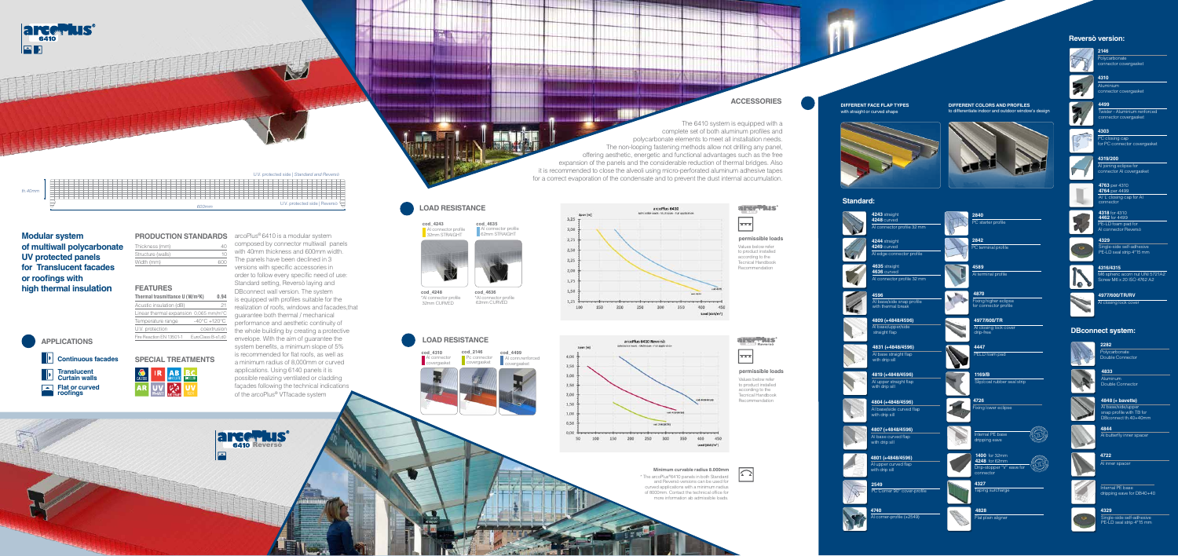arcoPlus® 6410

th 40mm

U.V. protected side | Standard and Reversò

U.V. protected side | Reversò

600mm

## Modular system of multiwall polycarbonate UV protected panels for Translucent facades or roofings with high thermal insulation

### APPLICATIONS

- Continuous facades
- Translucent Curtain walls
- Flat or curved roofings

### PRODUCTION STANDARDS

| | |
|---|---|
| Thickness (mm) | 40 |
| Structure (walls) | 10 |
| Width (mm) | 600 |

### FEATURES

| | |
|---|---|
| Thermal transmittance U (W/m²K) | 0.94 |
| Acustic insulation (dB) | 21 |
| Linear thermal expansion | 0.065 mm/m°C |
| Temperature range | -40°C +120°C |
| U.V. protection | coextrusion |
| Fire Reaction EN 13501-1 | EuroClass B-s1,d0 |

### SPECIAL TREATMENTS

IR, AB, BC, AR, UV

arcoPlus® 6410 is a modular system composed by connector multiwall panels with 40mm thickness and 600mm width. The panels have been declined in 3 versions with specific accessories in order to follow every specific need of use: Standard setting, Reversò laying and DBconnect wall version. The system is equipped with profiles suitable for the realization of roofs, windows and facades,that guarantee both thermal / mechanical performance and aesthetic continuity of the whole building by creating a protective envelope. With the aim of guarantee the system benefits, a minimum slope of 5% is recommended for flat roofs, as well as a minimum radius of 8,000mm or curved applications. Using 6140 panels it is possible realizing ventilated or cladding façades following the technical indications of the arcoPlus® VTfacade system

arcoPlus® 6410 Reversò

## ACCESSORIES

The 6410 system is equipped with a complete set of both aluminum profiles and polycarbonate elements to meet all installation needs. The non-looping fastening methods allow not drilling any panel, offering aesthetic, energetic and functional advantages such as the free expansion of the panels and the considerable reduction of thermal bridges. Also it is recommended to close the alveoli using micro-perforated aluminum adhesive tapes for a correct evaporation of the condensate and to prevent the dust internal accumulation.

## LOAD RESISTANCE

cod_4243
Al connector profile 32mm STRAIGHT

cod_4635
Al connector profile 62mm STRAIGHT

cod_4248
*Al connector profile 32mm CURVED

cod_4636
*Al connector profile 63mm CURVED

arcoPlus 6410
span [m]
load [daN/m²]

arcoPlus®
**permissible loads**
Values below refer to product installed according to the Tecnical Handbook Recommendation

## LOAD RESISTANCE

cod_4310
Al connector covergasket

cod_2146
Pc connector covergasket

cod_4499
Al comp.reinforced covergasket

arcoPlus 6410 Reversò
span [m]
load [daN/m²]

arcoPlus® Reversò
**permissible loads**
Values below refer to product installed according to the Tecnical Handbook Recommendation

**Minimum curvable radius 8.000mm**
* The arcoPlus®6410 panels in both Standard and Reversò versions can be used for curved applications with a minimum radius of 8000mm. Contact the technical office for more information ab admissible loads.

**DIFFERENT FACE FLAP TYPES** with straight or curved shape

**DIFFERENT COLORS AND PROFILES** to differentiate indoor and outdoor window's design

### Standard:

- **4243** straight **4248** curved — Al connector profile 32 mm
- **4244** straight **4249** curved — Al edge connector profile
- **4635** straight **4636** curved — Al connector profile 32 mm
- **4596** — Al base/side snap profile with thermal break
- **4809 (+4848/4596)** — Al base/upper/side straight flap
- **4831 (+4848/4596)** — Al base straight flap with drip sill
- **4819 (+4848/4596)** — Al upper straight flap with drip sill
- **4804 (+4848/4596)** — Al base/side curved flap with drip sill
- **4807 (+4848/4596)** — Al base curved flap with drip sill
- **4801 (+4848/4596)** — Al upper curved flap with drip sill
- **2549** — PC Corner 90° cover-profile
- **4740** — Al corner-profile (+2549)
- **2840** — PC starter profile
- **2842** — PC terminal profile
- **4589** — Al terminal profile
- **4870** — Fixing higher eclipse for connector profile
- **4977/600/TR** — Al closing lock cover drip-free
- **4447** — PE-LD foam pad
- **1169/B** — Slipcoat rubber seal strip
- **4726** — Fixing lower eclipse
- Internal PE base dripping wave
- **1400** for 32mm **4248** for 62mm — Drip-stopper "V" wave for connector
- **4327** — Taping surcharge
- **4828** — Flat plain aligner

### Reversò version:

- **2146** — Polycarbonate connector covergasket
- **4310** — Aluminum connector covergasket
- **4499** — Twister - Aluminum reinforced connector covergasket
- **4303** — PC closing cap for PC connector covergasket
- **4319/200** — Al joining eclipse for connector Al covergasket
- **4763** per 4310 **4764** per 4499 — Al "L" closing cap for Al connector
- **4318** for 4310 **4462** for 4499 — PE-LD foam pad for Al connector Reversò
- **4329** — Single-side self-adhesive PE-LD seal strip 4*15 mm
- **4316/4315** — M6 spheric acorn nut UNI 5721A2 Screw M6 x 20 ISO 4762 A2
- **4977/600/TR/RV** — Al closing lock cover

### DBconnect system:

- **2282** — Polycarbonate Double Connector
- **4833** — Aluminum Double Connector
- **4848 (+ bavetta)** — Al base/side/upper snap profile with TB for DBconnect th 40+40mm
- **4844** — Al butterfly inner spacer
- **4722** — Al inner spacer
- Internal PE base dripping wave for DB40+40
- **4329** — Single-side self-adhesive PE-LD seal strip 4*15 mm